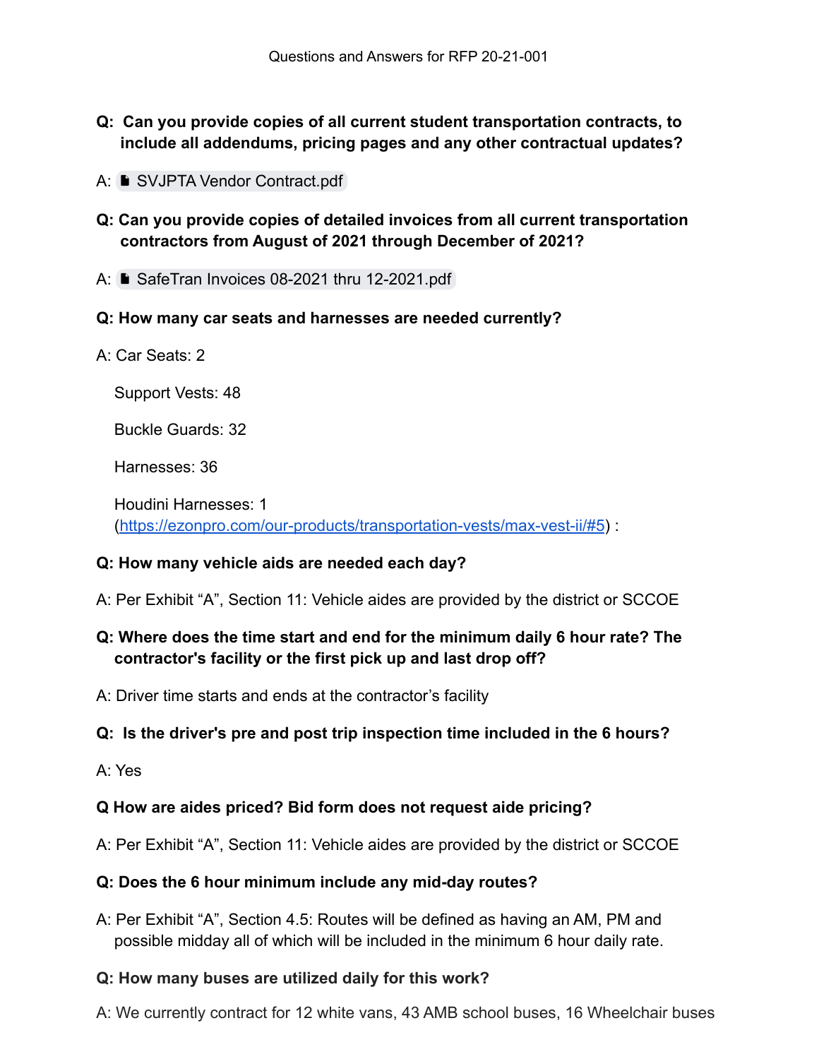Questions and Answers for RFP 20-21-001

**Q: Can you provide copies of all current student transportation contracts, to include all addendums, pricing pages and any other contractual updates?**

A: SVJPTA Vendor Contract.pdf

**Q: Can you provide copies of detailed invoices from all current transportation contractors from August of 2021 through December of 2021?**

A: SafeTran Invoices 08-2021 thru 12-2021.pdf

**Q: How many car seats and harnesses are needed currently?**

A: Car Seats: 2

Support Vests: 48

Buckle Guards: 32

Harnesses: 36

Houdini Harnesses: 1 (https://ezonpro.com/our-products/transportation-vests/max-vest-ii/#5) :

**Q: How many vehicle aids are needed each day?**

A: Per Exhibit "A", Section 11: Vehicle aides are provided by the district or SCCOE

**Q: Where does the time start and end for the minimum daily 6 hour rate? The contractor's facility or the first pick up and last drop off?**

A: Driver time starts and ends at the contractor's facility

**Q: Is the driver's pre and post trip inspection time included in the 6 hours?**

A: Yes

**Q How are aides priced? Bid form does not request aide pricing?**

A: Per Exhibit "A", Section 11: Vehicle aides are provided by the district or SCCOE

**Q: Does the 6 hour minimum include any mid-day routes?**

A: Per Exhibit "A", Section 4.5: Routes will be defined as having an AM, PM and possible midday all of which will be included in the minimum 6 hour daily rate.

**Q: How many buses are utilized daily for this work?**

A: We currently contract for 12 white vans, 43 AMB school buses, 16 Wheelchair buses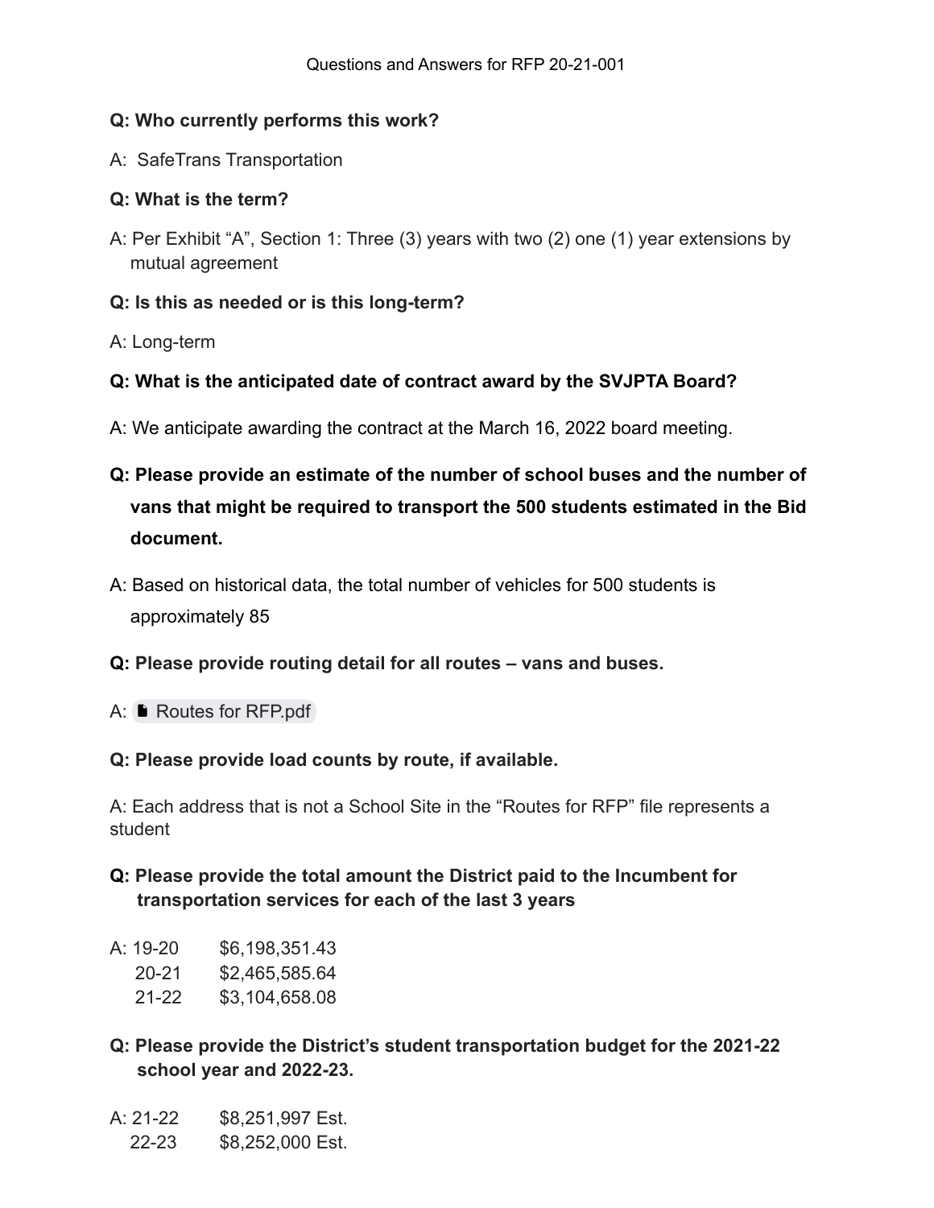Questions and Answers for RFP 20-21-001

**Q: Who currently performs this work?**

A: SafeTrans Transportation

**Q: What is the term?**

A: Per Exhibit "A", Section 1: Three (3) years with two (2) one (1) year extensions by mutual agreement

**Q: Is this as needed or is this long-term?**

A: Long-term

**Q: What is the anticipated date of contract award by the SVJPTA Board?**

A: We anticipate awarding the contract at the March 16, 2022 board meeting.

**Q: Please provide an estimate of the number of school buses and the number of vans that might be required to transport the 500 students estimated in the Bid document.**

A: Based on historical data, the total number of vehicles for 500 students is approximately 85

**Q: Please provide routing detail for all routes – vans and buses.**

A: Routes for RFP.pdf

**Q: Please provide load counts by route, if available.**

A: Each address that is not a School Site in the "Routes for RFP" file represents a student

**Q: Please provide the total amount the District paid to the Incumbent for transportation services for each of the last 3 years**

A:
19-20 $6,198,351.43
20-21 $2,465,585.64
21-22 $3,104,658.08

**Q: Please provide the District's student transportation budget for the 2021-22 school year and 2022-23.**

A:
21-22 $8,251,997 Est.
22-23 $8,252,000 Est.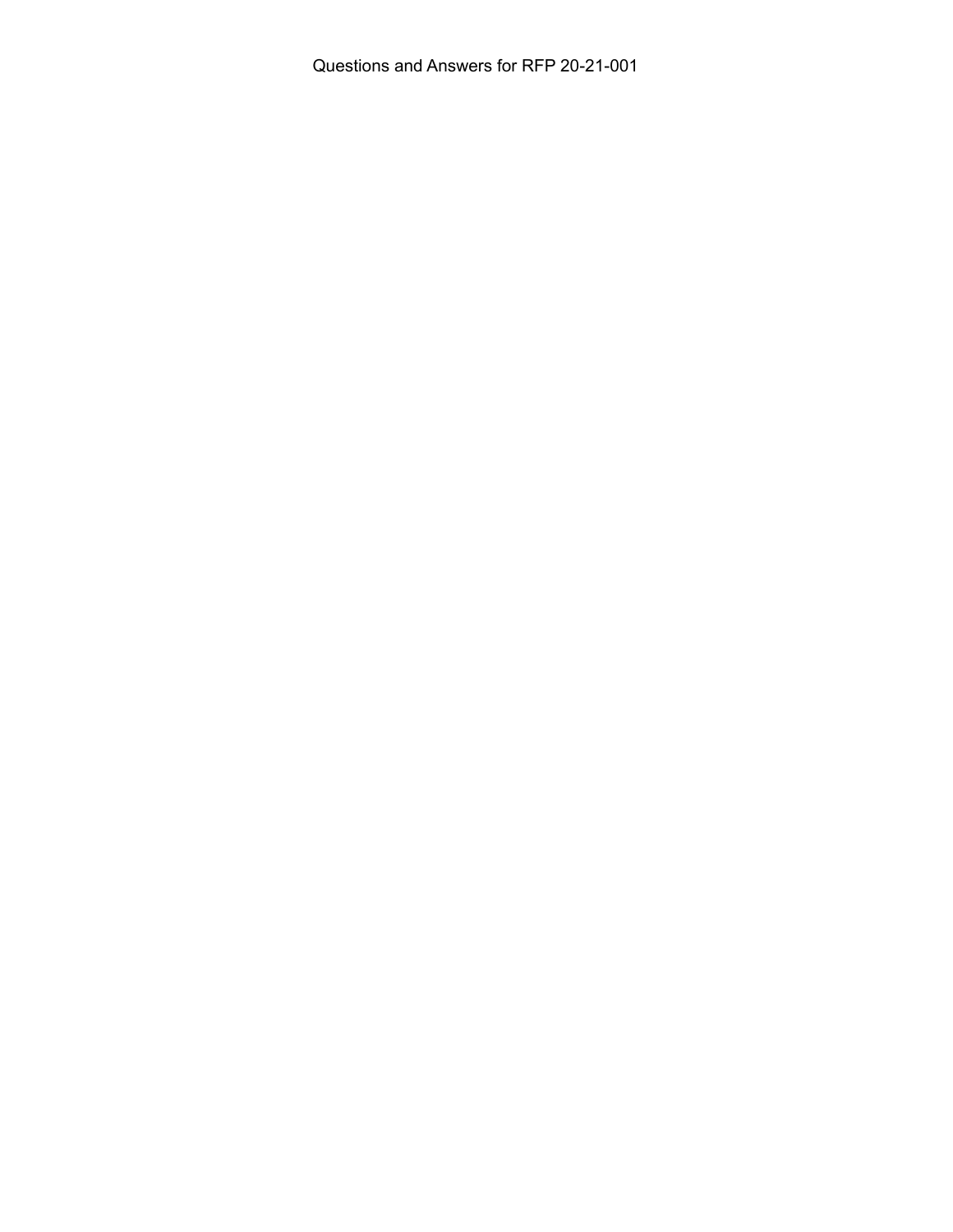Questions and Answers for RFP 20-21-001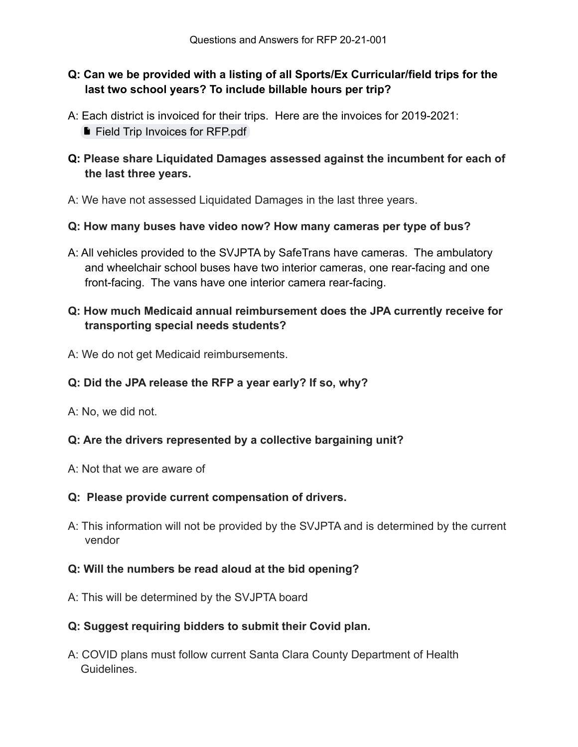Questions and Answers for RFP 20-21-001

**Q: Can we be provided with a listing of all Sports/Ex Curricular/field trips for the last two school years? To include billable hours per trip?**

A: Each district is invoiced for their trips. Here are the invoices for 2019-2021: Field Trip Invoices for RFP.pdf

**Q: Please share Liquidated Damages assessed against the incumbent for each of the last three years.**

A: We have not assessed Liquidated Damages in the last three years.

**Q: How many buses have video now? How many cameras per type of bus?**

A: All vehicles provided to the SVJPTA by SafeTrans have cameras. The ambulatory and wheelchair school buses have two interior cameras, one rear-facing and one front-facing. The vans have one interior camera rear-facing.

**Q: How much Medicaid annual reimbursement does the JPA currently receive for transporting special needs students?**

A: We do not get Medicaid reimbursements.

**Q: Did the JPA release the RFP a year early? If so, why?**

A: No, we did not.

**Q: Are the drivers represented by a collective bargaining unit?**

A: Not that we are aware of

**Q: Please provide current compensation of drivers.**

A: This information will not be provided by the SVJPTA and is determined by the current vendor

**Q: Will the numbers be read aloud at the bid opening?**

A: This will be determined by the SVJPTA board

**Q: Suggest requiring bidders to submit their Covid plan.**

A: COVID plans must follow current Santa Clara County Department of Health Guidelines.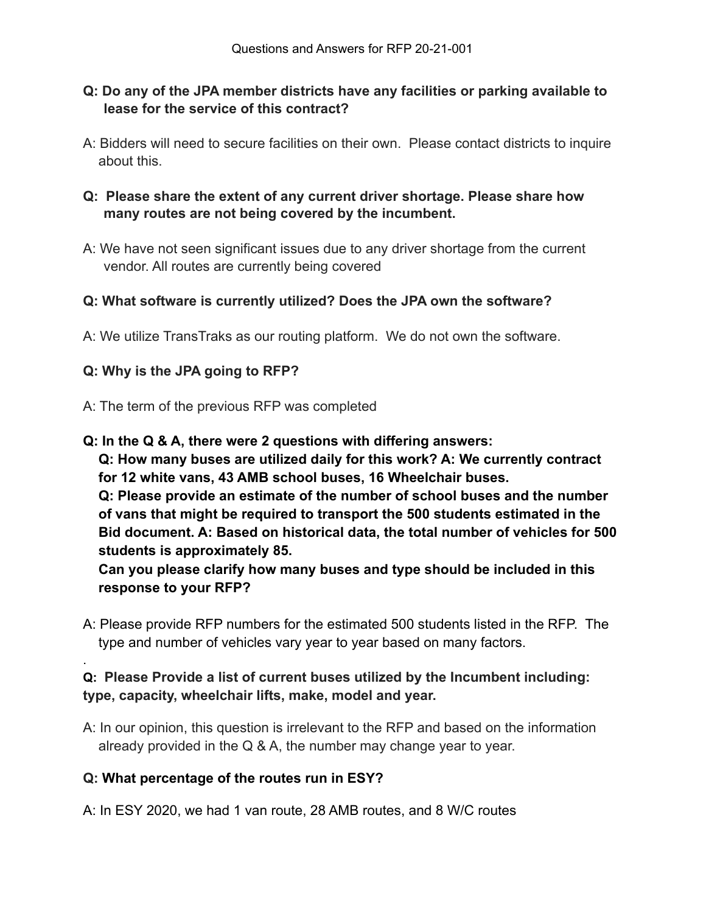Questions and Answers for RFP 20-21-001

**Q: Do any of the JPA member districts have any facilities or parking available to lease for the service of this contract?**

A: Bidders will need to secure facilities on their own. Please contact districts to inquire about this.

**Q: Please share the extent of any current driver shortage. Please share how many routes are not being covered by the incumbent.**

A: We have not seen significant issues due to any driver shortage from the current vendor. All routes are currently being covered

**Q: What software is currently utilized? Does the JPA own the software?**

A: We utilize TransTraks as our routing platform. We do not own the software.

**Q: Why is the JPA going to RFP?**

A: The term of the previous RFP was completed

**Q: In the Q & A, there were 2 questions with differing answers:**
**Q: How many buses are utilized daily for this work? A: We currently contract for 12 white vans, 43 AMB school buses, 16 Wheelchair buses.**
**Q: Please provide an estimate of the number of school buses and the number of vans that might be required to transport the 500 students estimated in the Bid document. A: Based on historical data, the total number of vehicles for 500 students is approximately 85.**
**Can you please clarify how many buses and type should be included in this response to your RFP?**

A: Please provide RFP numbers for the estimated 500 students listed in the RFP. The type and number of vehicles vary year to year based on many factors.

.

**Q: Please Provide a list of current buses utilized by the Incumbent including: type, capacity, wheelchair lifts, make, model and year.**

A: In our opinion, this question is irrelevant to the RFP and based on the information already provided in the Q & A, the number may change year to year.

**Q: What percentage of the routes run in ESY?**

A: In ESY 2020, we had 1 van route, 28 AMB routes, and 8 W/C routes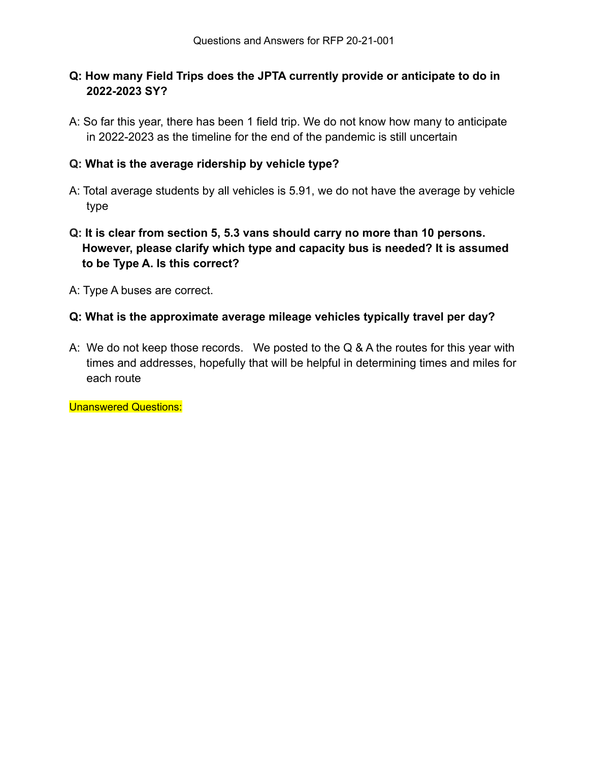Questions and Answers for RFP 20-21-001

**Q: How many Field Trips does the JPTA currently provide or anticipate to do in 2022-2023 SY?**

A: So far this year, there has been 1 field trip. We do not know how many to anticipate in 2022-2023 as the timeline for the end of the pandemic is still uncertain

**Q: What is the average ridership by vehicle type?**

A: Total average students by all vehicles is 5.91, we do not have the average by vehicle type

**Q: It is clear from section 5, 5.3 vans should carry no more than 10 persons. However, please clarify which type and capacity bus is needed? It is assumed to be Type A. Is this correct?**

A: Type A buses are correct.

**Q: What is the approximate average mileage vehicles typically travel per day?**

A: We do not keep those records. We posted to the Q & A the routes for this year with times and addresses, hopefully that will be helpful in determining times and miles for each route

Unanswered Questions: